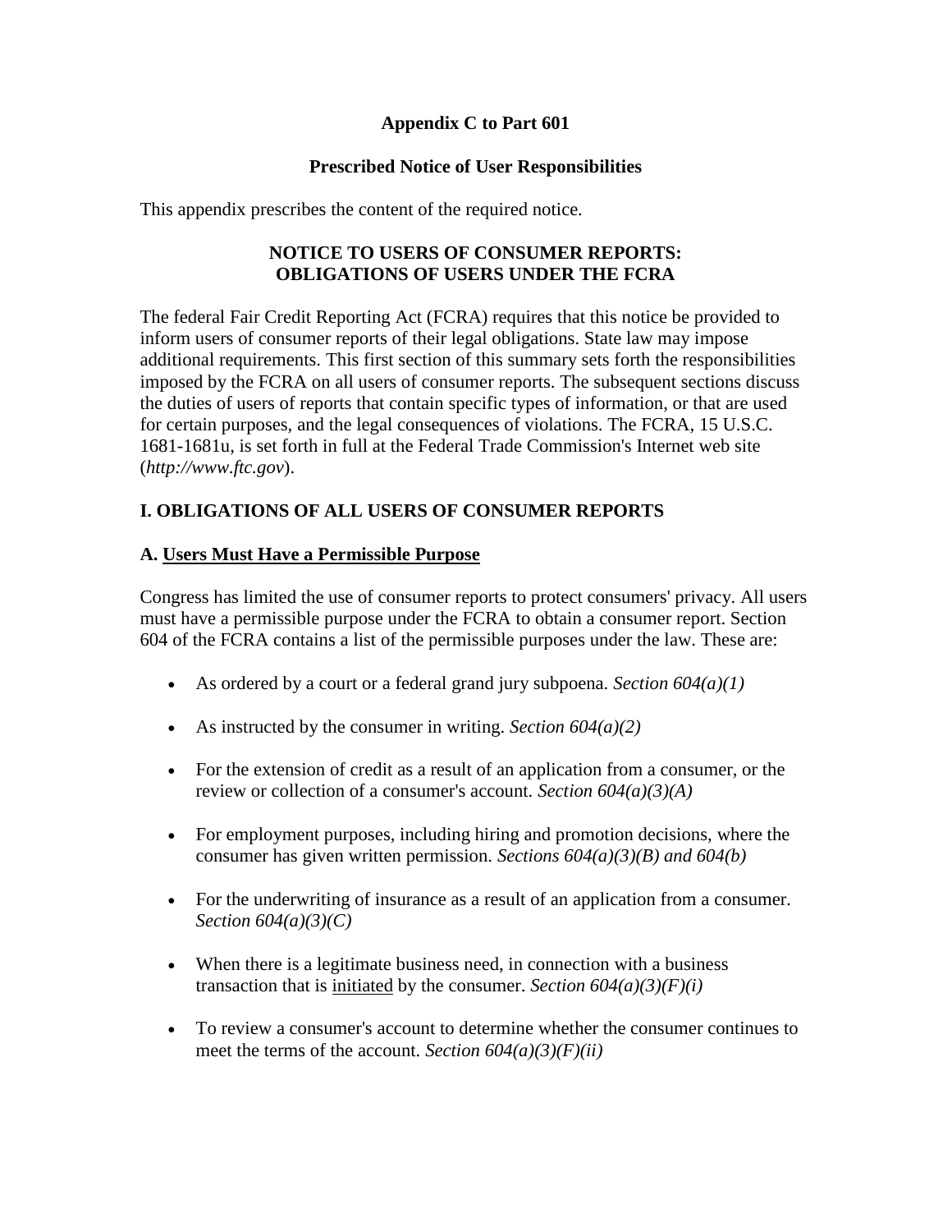**Appendix C to Part 601**

**Prescribed Notice of User Responsibilities**

This appendix prescribes the content of the required notice.

**NOTICE TO USERS OF CONSUMER REPORTS:**
**OBLIGATIONS OF USERS UNDER THE FCRA**

The federal Fair Credit Reporting Act (FCRA) requires that this notice be provided to inform users of consumer reports of their legal obligations. State law may impose additional requirements. This first section of this summary sets forth the responsibilities imposed by the FCRA on all users of consumer reports. The subsequent sections discuss the duties of users of reports that contain specific types of information, or that are used for certain purposes, and the legal consequences of violations. The FCRA, 15 U.S.C. 1681-1681u, is set forth in full at the Federal Trade Commission's Internet web site (*http://www.ftc.gov*).

## I. OBLIGATIONS OF ALL USERS OF CONSUMER REPORTS

### A. Users Must Have a Permissible Purpose

Congress has limited the use of consumer reports to protect consumers' privacy. All users must have a permissible purpose under the FCRA to obtain a consumer report. Section 604 of the FCRA contains a list of the permissible purposes under the law. These are:

- As ordered by a court or a federal grand jury subpoena. *Section 604(a)(1)*
- As instructed by the consumer in writing. *Section 604(a)(2)*
- For the extension of credit as a result of an application from a consumer, or the review or collection of a consumer's account. *Section 604(a)(3)(A)*
- For employment purposes, including hiring and promotion decisions, where the consumer has given written permission. *Sections 604(a)(3)(B) and 604(b)*
- For the underwriting of insurance as a result of an application from a consumer. *Section 604(a)(3)(C)*
- When there is a legitimate business need, in connection with a business transaction that is initiated by the consumer. *Section 604(a)(3)(F)(i)*
- To review a consumer's account to determine whether the consumer continues to meet the terms of the account. *Section 604(a)(3)(F)(ii)*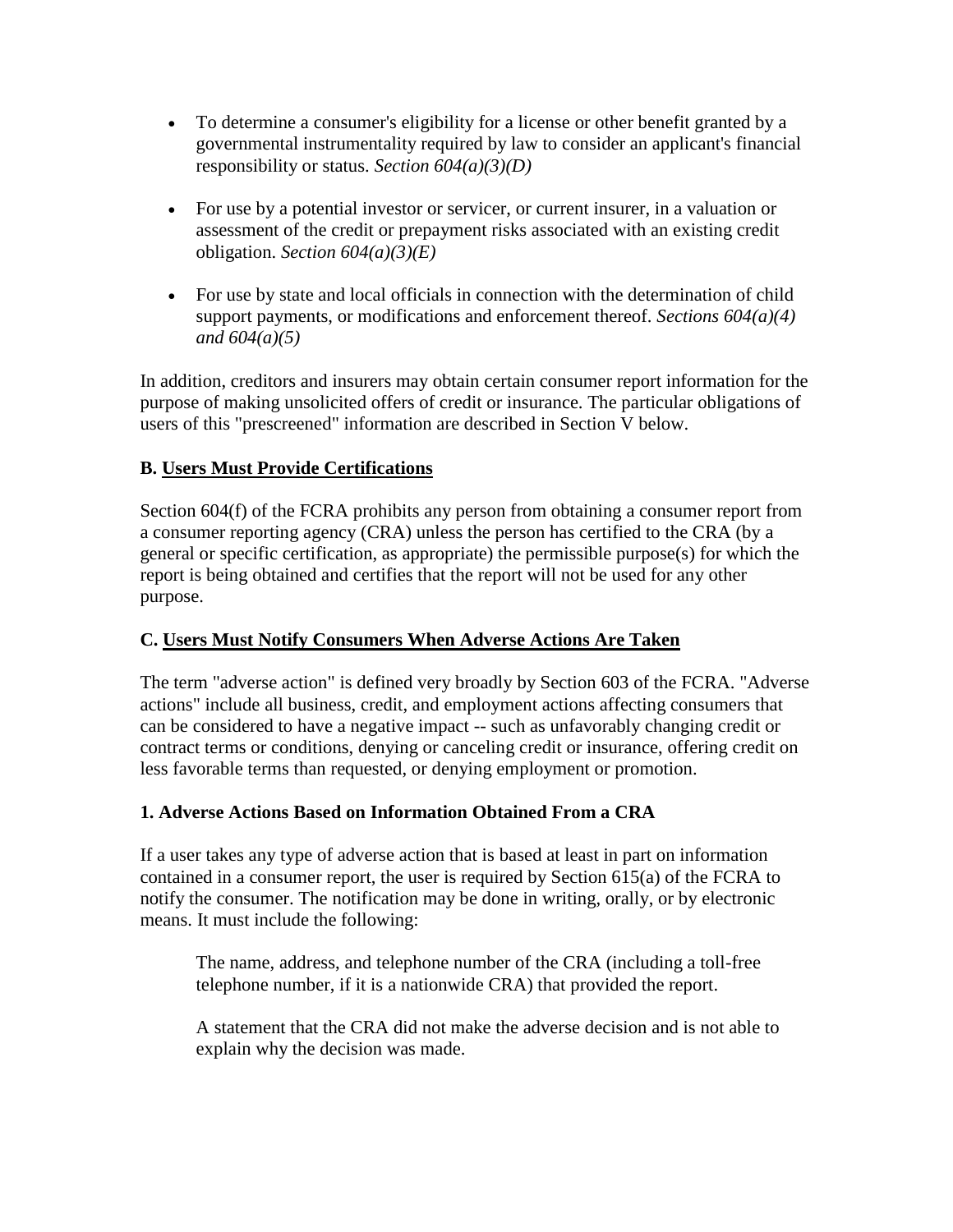- To determine a consumer's eligibility for a license or other benefit granted by a governmental instrumentality required by law to consider an applicant's financial responsibility or status. *Section 604(a)(3)(D)*

- For use by a potential investor or servicer, or current insurer, in a valuation or assessment of the credit or prepayment risks associated with an existing credit obligation. *Section 604(a)(3)(E)*

- For use by state and local officials in connection with the determination of child support payments, or modifications and enforcement thereof. *Sections 604(a)(4) and 604(a)(5)*

In addition, creditors and insurers may obtain certain consumer report information for the purpose of making unsolicited offers of credit or insurance. The particular obligations of users of this "prescreened" information are described in Section V below.

### B. Users Must Provide Certifications

Section 604(f) of the FCRA prohibits any person from obtaining a consumer report from a consumer reporting agency (CRA) unless the person has certified to the CRA (by a general or specific certification, as appropriate) the permissible purpose(s) for which the report is being obtained and certifies that the report will not be used for any other purpose.

### C. Users Must Notify Consumers When Adverse Actions Are Taken

The term "adverse action" is defined very broadly by Section 603 of the FCRA. "Adverse actions" include all business, credit, and employment actions affecting consumers that can be considered to have a negative impact -- such as unfavorably changing credit or contract terms or conditions, denying or canceling credit or insurance, offering credit on less favorable terms than requested, or denying employment or promotion.

#### 1. Adverse Actions Based on Information Obtained From a CRA

If a user takes any type of adverse action that is based at least in part on information contained in a consumer report, the user is required by Section 615(a) of the FCRA to notify the consumer. The notification may be done in writing, orally, or by electronic means. It must include the following:

> The name, address, and telephone number of the CRA (including a toll-free telephone number, if it is a nationwide CRA) that provided the report.
>
> A statement that the CRA did not make the adverse decision and is not able to explain why the decision was made.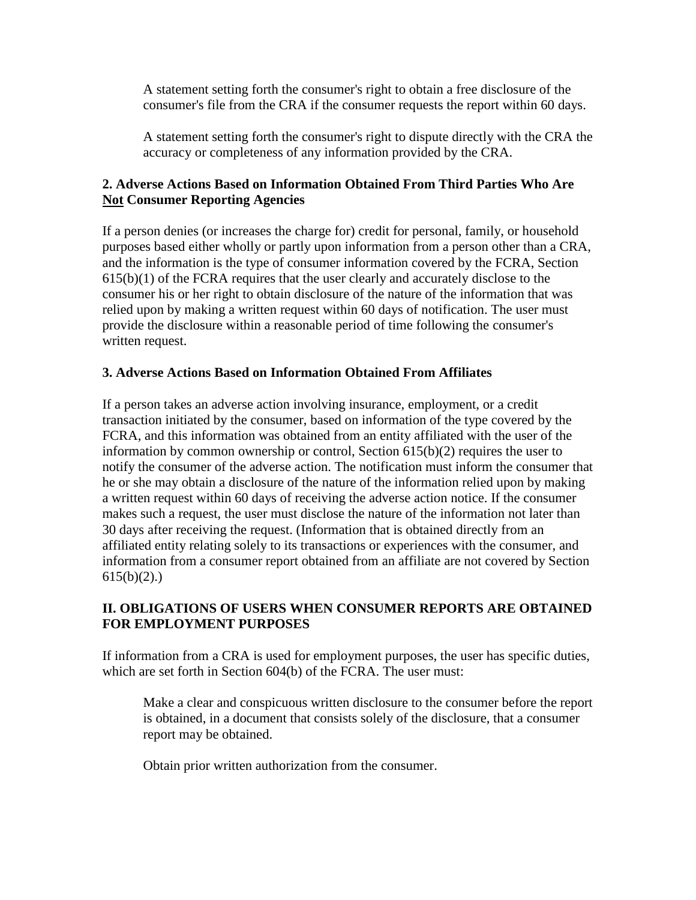A statement setting forth the consumer's right to obtain a free disclosure of the consumer's file from the CRA if the consumer requests the report within 60 days.

A statement setting forth the consumer's right to dispute directly with the CRA the accuracy or completeness of any information provided by the CRA.

### 2. Adverse Actions Based on Information Obtained From Third Parties Who Are <u>Not</u> Consumer Reporting Agencies

If a person denies (or increases the charge for) credit for personal, family, or household purposes based either wholly or partly upon information from a person other than a CRA, and the information is the type of consumer information covered by the FCRA, Section 615(b)(1) of the FCRA requires that the user clearly and accurately disclose to the consumer his or her right to obtain disclosure of the nature of the information that was relied upon by making a written request within 60 days of notification. The user must provide the disclosure within a reasonable period of time following the consumer's written request.

### 3. Adverse Actions Based on Information Obtained From Affiliates

If a person takes an adverse action involving insurance, employment, or a credit transaction initiated by the consumer, based on information of the type covered by the FCRA, and this information was obtained from an entity affiliated with the user of the information by common ownership or control, Section 615(b)(2) requires the user to notify the consumer of the adverse action. The notification must inform the consumer that he or she may obtain a disclosure of the nature of the information relied upon by making a written request within 60 days of receiving the adverse action notice. If the consumer makes such a request, the user must disclose the nature of the information not later than 30 days after receiving the request. (Information that is obtained directly from an affiliated entity relating solely to its transactions or experiences with the consumer, and information from a consumer report obtained from an affiliate are not covered by Section 615(b)(2).)

## II. OBLIGATIONS OF USERS WHEN CONSUMER REPORTS ARE OBTAINED FOR EMPLOYMENT PURPOSES

If information from a CRA is used for employment purposes, the user has specific duties, which are set forth in Section 604(b) of the FCRA. The user must:

Make a clear and conspicuous written disclosure to the consumer before the report is obtained, in a document that consists solely of the disclosure, that a consumer report may be obtained.

Obtain prior written authorization from the consumer.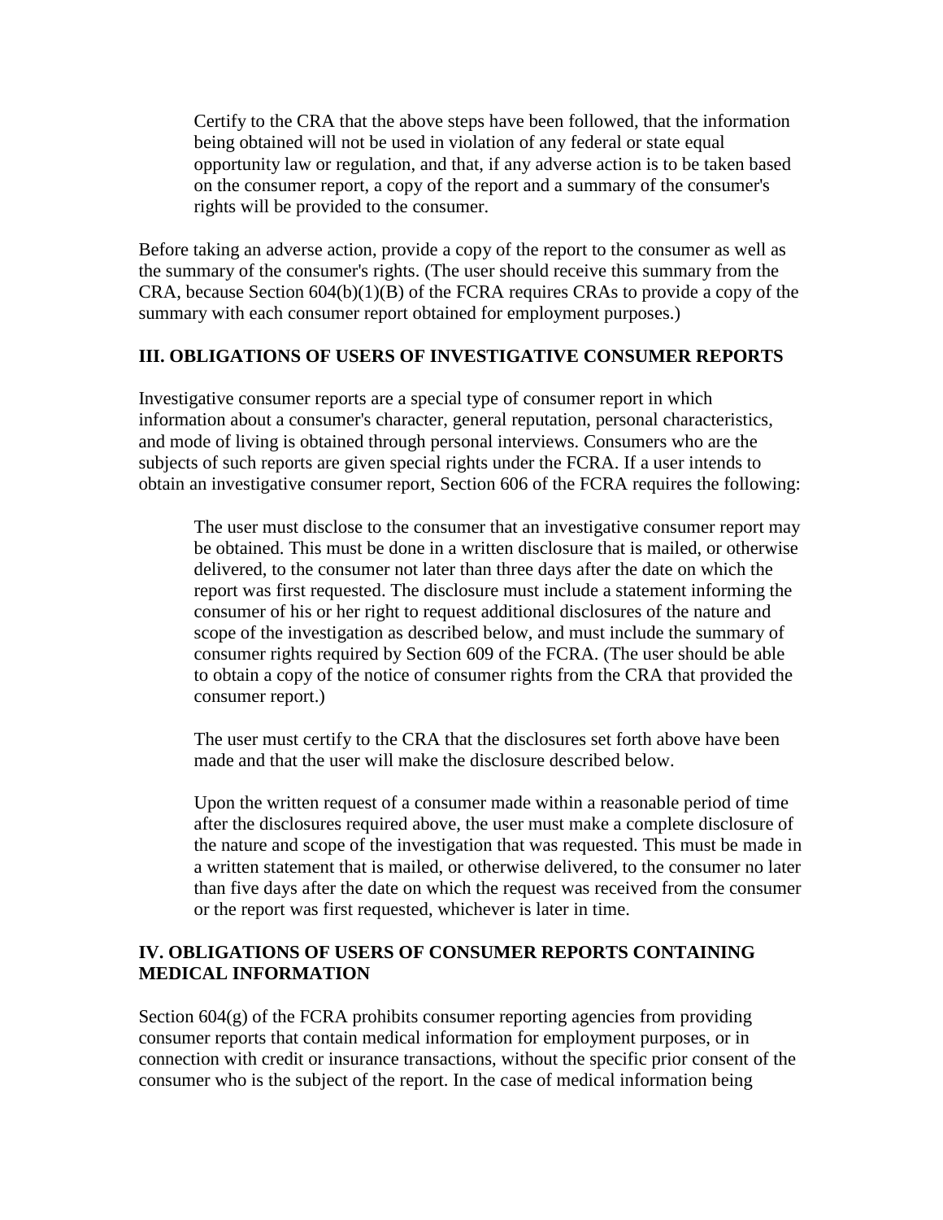Certify to the CRA that the above steps have been followed, that the information being obtained will not be used in violation of any federal or state equal opportunity law or regulation, and that, if any adverse action is to be taken based on the consumer report, a copy of the report and a summary of the consumer's rights will be provided to the consumer.

Before taking an adverse action, provide a copy of the report to the consumer as well as the summary of the consumer's rights. (The user should receive this summary from the CRA, because Section 604(b)(1)(B) of the FCRA requires CRAs to provide a copy of the summary with each consumer report obtained for employment purposes.)

## III. OBLIGATIONS OF USERS OF INVESTIGATIVE CONSUMER REPORTS

Investigative consumer reports are a special type of consumer report in which information about a consumer's character, general reputation, personal characteristics, and mode of living is obtained through personal interviews. Consumers who are the subjects of such reports are given special rights under the FCRA. If a user intends to obtain an investigative consumer report, Section 606 of the FCRA requires the following:

The user must disclose to the consumer that an investigative consumer report may be obtained. This must be done in a written disclosure that is mailed, or otherwise delivered, to the consumer not later than three days after the date on which the report was first requested. The disclosure must include a statement informing the consumer of his or her right to request additional disclosures of the nature and scope of the investigation as described below, and must include the summary of consumer rights required by Section 609 of the FCRA. (The user should be able to obtain a copy of the notice of consumer rights from the CRA that provided the consumer report.)

The user must certify to the CRA that the disclosures set forth above have been made and that the user will make the disclosure described below.

Upon the written request of a consumer made within a reasonable period of time after the disclosures required above, the user must make a complete disclosure of the nature and scope of the investigation that was requested. This must be made in a written statement that is mailed, or otherwise delivered, to the consumer no later than five days after the date on which the request was received from the consumer or the report was first requested, whichever is later in time.

## IV. OBLIGATIONS OF USERS OF CONSUMER REPORTS CONTAINING MEDICAL INFORMATION

Section 604(g) of the FCRA prohibits consumer reporting agencies from providing consumer reports that contain medical information for employment purposes, or in connection with credit or insurance transactions, without the specific prior consent of the consumer who is the subject of the report. In the case of medical information being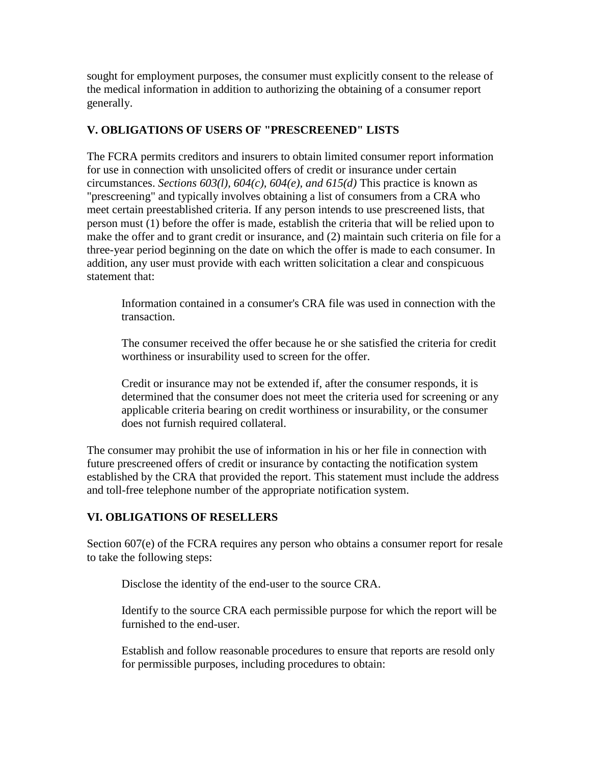sought for employment purposes, the consumer must explicitly consent to the release of the medical information in addition to authorizing the obtaining of a consumer report generally.

## V. OBLIGATIONS OF USERS OF "PRESCREENED" LISTS

The FCRA permits creditors and insurers to obtain limited consumer report information for use in connection with unsolicited offers of credit or insurance under certain circumstances. *Sections 603(l), 604(c), 604(e), and 615(d)* This practice is known as "prescreening" and typically involves obtaining a list of consumers from a CRA who meet certain preestablished criteria. If any person intends to use prescreened lists, that person must (1) before the offer is made, establish the criteria that will be relied upon to make the offer and to grant credit or insurance, and (2) maintain such criteria on file for a three-year period beginning on the date on which the offer is made to each consumer. In addition, any user must provide with each written solicitation a clear and conspicuous statement that:

> Information contained in a consumer's CRA file was used in connection with the transaction.
>
> The consumer received the offer because he or she satisfied the criteria for credit worthiness or insurability used to screen for the offer.
>
> Credit or insurance may not be extended if, after the consumer responds, it is determined that the consumer does not meet the criteria used for screening or any applicable criteria bearing on credit worthiness or insurability, or the consumer does not furnish required collateral.

The consumer may prohibit the use of information in his or her file in connection with future prescreened offers of credit or insurance by contacting the notification system established by the CRA that provided the report. This statement must include the address and toll-free telephone number of the appropriate notification system.

## VI. OBLIGATIONS OF RESELLERS

Section 607(e) of the FCRA requires any person who obtains a consumer report for resale to take the following steps:

> Disclose the identity of the end-user to the source CRA.
>
> Identify to the source CRA each permissible purpose for which the report will be furnished to the end-user.
>
> Establish and follow reasonable procedures to ensure that reports are resold only for permissible purposes, including procedures to obtain: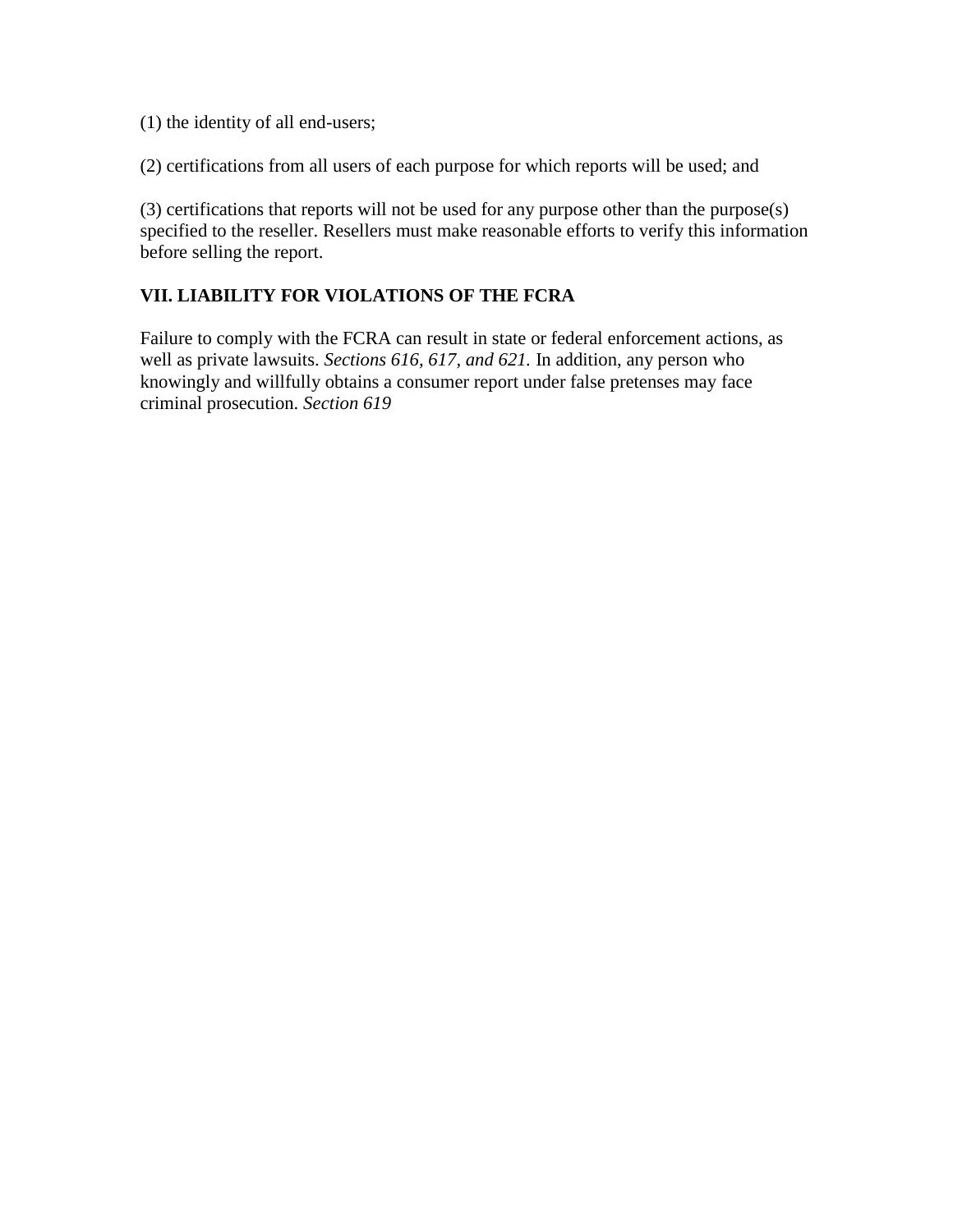(1) the identity of all end-users;

(2) certifications from all users of each purpose for which reports will be used; and

(3) certifications that reports will not be used for any purpose other than the purpose(s) specified to the reseller. Resellers must make reasonable efforts to verify this information before selling the report.

**VII. LIABILITY FOR VIOLATIONS OF THE FCRA**

Failure to comply with the FCRA can result in state or federal enforcement actions, as well as private lawsuits. *Sections 616, 617, and 621.* In addition, any person who knowingly and willfully obtains a consumer report under false pretenses may face criminal prosecution. *Section 619*